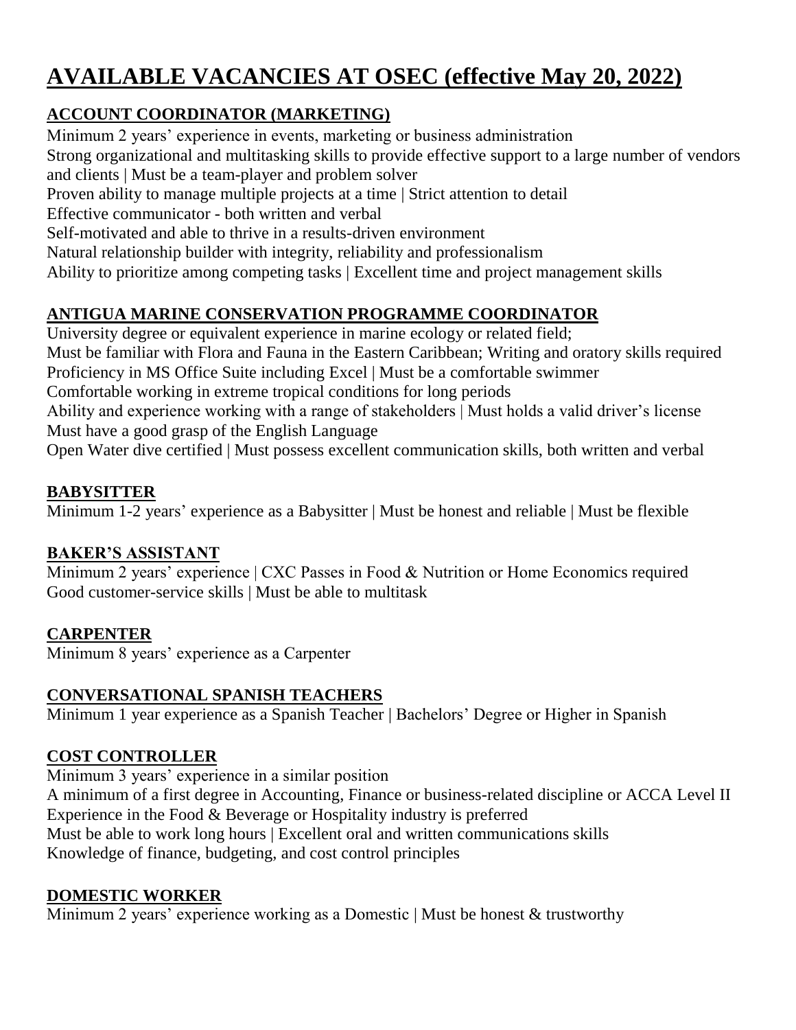# AVAILABLE VACANCIES AT OSEC (effective May 20, 2022)

## ACCOUNT COORDINATOR (MARKETING)

Minimum 2 years' experience in events, marketing or business administration
Strong organizational and multitasking skills to provide effective support to a large number of vendors and clients | Must be a team-player and problem solver
Proven ability to manage multiple projects at a time | Strict attention to detail
Effective communicator - both written and verbal
Self-motivated and able to thrive in a results-driven environment
Natural relationship builder with integrity, reliability and professionalism
Ability to prioritize among competing tasks | Excellent time and project management skills

## ANTIGUA MARINE CONSERVATION PROGRAMME COORDINATOR

University degree or equivalent experience in marine ecology or related field;
Must be familiar with Flora and Fauna in the Eastern Caribbean; Writing and oratory skills required
Proficiency in MS Office Suite including Excel | Must be a comfortable swimmer
Comfortable working in extreme tropical conditions for long periods
Ability and experience working with a range of stakeholders | Must holds a valid driver's license
Must have a good grasp of the English Language
Open Water dive certified | Must possess excellent communication skills, both written and verbal

## BABYSITTER

Minimum 1-2 years' experience as a Babysitter | Must be honest and reliable | Must be flexible

## BAKER'S ASSISTANT

Minimum 2 years' experience | CXC Passes in Food & Nutrition or Home Economics required
Good customer-service skills | Must be able to multitask

## CARPENTER

Minimum 8 years' experience as a Carpenter

## CONVERSATIONAL SPANISH TEACHERS

Minimum 1 year experience as a Spanish Teacher | Bachelors' Degree or Higher in Spanish

## COST CONTROLLER

Minimum 3 years' experience in a similar position
A minimum of a first degree in Accounting, Finance or business-related discipline or ACCA Level II
Experience in the Food & Beverage or Hospitality industry is preferred
Must be able to work long hours | Excellent oral and written communications skills
Knowledge of finance, budgeting, and cost control principles

## DOMESTIC WORKER

Minimum 2 years' experience working as a Domestic | Must be honest & trustworthy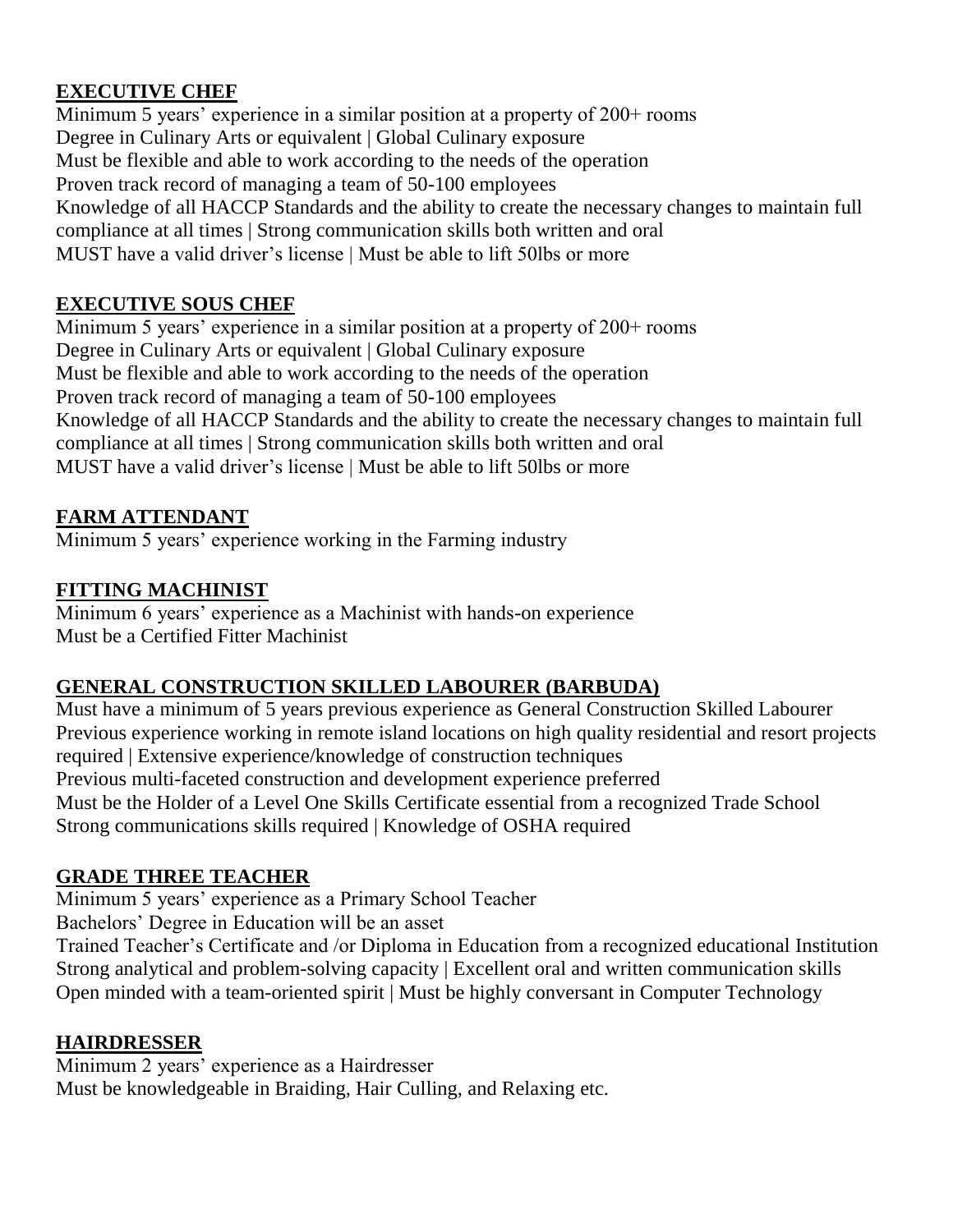**EXECUTIVE CHEF**

Minimum 5 years' experience in a similar position at a property of 200+ rooms
Degree in Culinary Arts or equivalent | Global Culinary exposure
Must be flexible and able to work according to the needs of the operation
Proven track record of managing a team of 50-100 employees
Knowledge of all HACCP Standards and the ability to create the necessary changes to maintain full compliance at all times | Strong communication skills both written and oral
MUST have a valid driver's license | Must be able to lift 50lbs or more

**EXECUTIVE SOUS CHEF**

Minimum 5 years' experience in a similar position at a property of 200+ rooms
Degree in Culinary Arts or equivalent | Global Culinary exposure
Must be flexible and able to work according to the needs of the operation
Proven track record of managing a team of 50-100 employees
Knowledge of all HACCP Standards and the ability to create the necessary changes to maintain full compliance at all times | Strong communication skills both written and oral
MUST have a valid driver's license | Must be able to lift 50lbs or more

**FARM ATTENDANT**

Minimum 5 years' experience working in the Farming industry

**FITTING MACHINIST**

Minimum 6 years' experience as a Machinist with hands-on experience
Must be a Certified Fitter Machinist

**GENERAL CONSTRUCTION SKILLED LABOURER (BARBUDA)**

Must have a minimum of 5 years previous experience as General Construction Skilled Labourer
Previous experience working in remote island locations on high quality residential and resort projects required | Extensive experience/knowledge of construction techniques
Previous multi-faceted construction and development experience preferred
Must be the Holder of a Level One Skills Certificate essential from a recognized Trade School
Strong communications skills required | Knowledge of OSHA required

**GRADE THREE TEACHER**

Minimum 5 years' experience as a Primary School Teacher
Bachelors' Degree in Education will be an asset
Trained Teacher's Certificate and /or Diploma in Education from a recognized educational Institution
Strong analytical and problem-solving capacity | Excellent oral and written communication skills
Open minded with a team-oriented spirit | Must be highly conversant in Computer Technology

**HAIRDRESSER**

Minimum 2 years' experience as a Hairdresser
Must be knowledgeable in Braiding, Hair Culling, and Relaxing etc.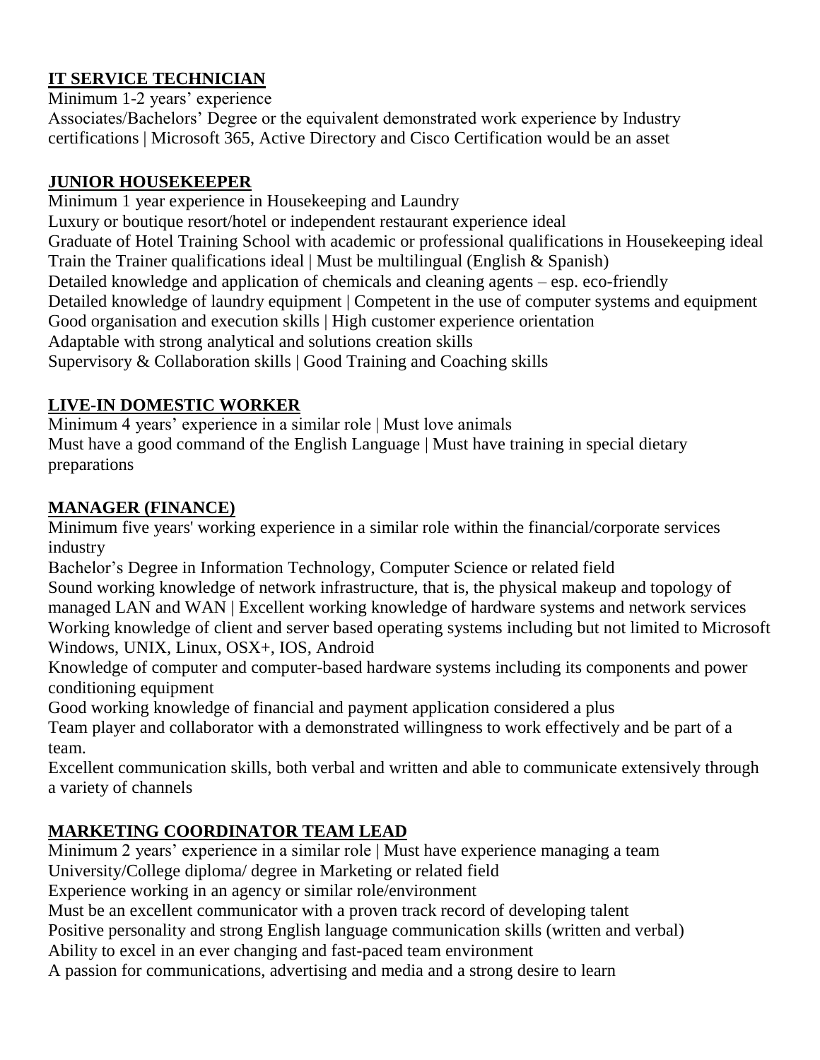## IT SERVICE TECHNICIAN

Minimum 1-2 years' experience
Associates/Bachelors' Degree or the equivalent demonstrated work experience by Industry certifications | Microsoft 365, Active Directory and Cisco Certification would be an asset

## JUNIOR HOUSEKEEPER

Minimum 1 year experience in Housekeeping and Laundry
Luxury or boutique resort/hotel or independent restaurant experience ideal
Graduate of Hotel Training School with academic or professional qualifications in Housekeeping ideal
Train the Trainer qualifications ideal | Must be multilingual (English & Spanish)
Detailed knowledge and application of chemicals and cleaning agents – esp. eco-friendly
Detailed knowledge of laundry equipment | Competent in the use of computer systems and equipment
Good organisation and execution skills | High customer experience orientation
Adaptable with strong analytical and solutions creation skills
Supervisory & Collaboration skills | Good Training and Coaching skills

## LIVE-IN DOMESTIC WORKER

Minimum 4 years' experience in a similar role | Must love animals
Must have a good command of the English Language | Must have training in special dietary preparations

## MANAGER (FINANCE)

Minimum five years' working experience in a similar role within the financial/corporate services industry
Bachelor's Degree in Information Technology, Computer Science or related field
Sound working knowledge of network infrastructure, that is, the physical makeup and topology of managed LAN and WAN | Excellent working knowledge of hardware systems and network services
Working knowledge of client and server based operating systems including but not limited to Microsoft Windows, UNIX, Linux, OSX+, IOS, Android
Knowledge of computer and computer-based hardware systems including its components and power conditioning equipment
Good working knowledge of financial and payment application considered a plus
Team player and collaborator with a demonstrated willingness to work effectively and be part of a team.
Excellent communication skills, both verbal and written and able to communicate extensively through a variety of channels

## MARKETING COORDINATOR TEAM LEAD

Minimum 2 years' experience in a similar role | Must have experience managing a team
University/College diploma/ degree in Marketing or related field
Experience working in an agency or similar role/environment
Must be an excellent communicator with a proven track record of developing talent
Positive personality and strong English language communication skills (written and verbal)
Ability to excel in an ever changing and fast-paced team environment
A passion for communications, advertising and media and a strong desire to learn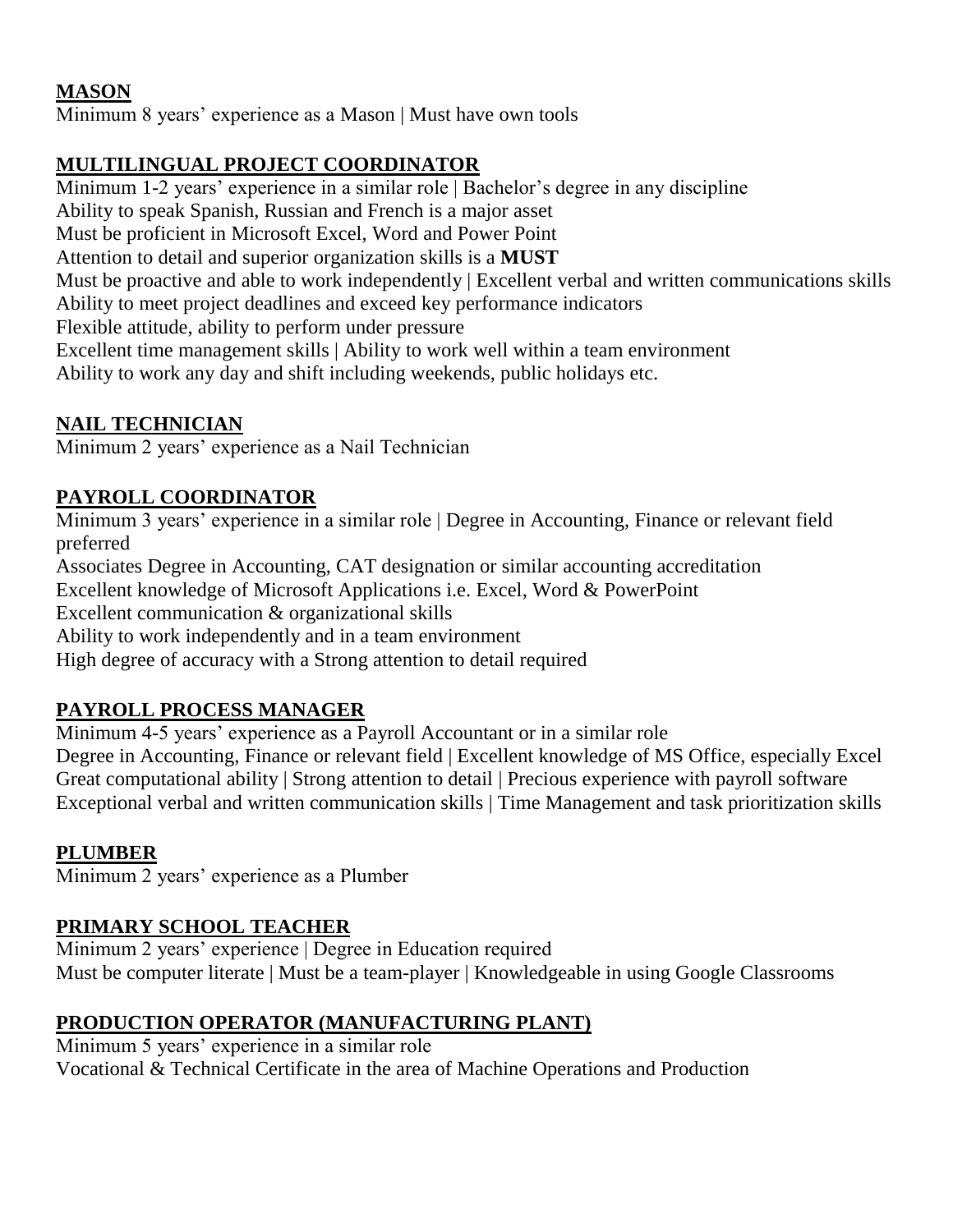**MASON**

Minimum 8 years' experience as a Mason | Must have own tools

**MULTILINGUAL PROJECT COORDINATOR**

Minimum 1-2 years' experience in a similar role | Bachelor's degree in any discipline
Ability to speak Spanish, Russian and French is a major asset
Must be proficient in Microsoft Excel, Word and Power Point
Attention to detail and superior organization skills is a **MUST**
Must be proactive and able to work independently | Excellent verbal and written communications skills
Ability to meet project deadlines and exceed key performance indicators
Flexible attitude, ability to perform under pressure
Excellent time management skills | Ability to work well within a team environment
Ability to work any day and shift including weekends, public holidays etc.

**NAIL TECHNICIAN**

Minimum 2 years' experience as a Nail Technician

**PAYROLL COORDINATOR**

Minimum 3 years' experience in a similar role | Degree in Accounting, Finance or relevant field preferred
Associates Degree in Accounting, CAT designation or similar accounting accreditation
Excellent knowledge of Microsoft Applications i.e. Excel, Word & PowerPoint
Excellent communication & organizational skills
Ability to work independently and in a team environment
High degree of accuracy with a Strong attention to detail required

**PAYROLL PROCESS MANAGER**

Minimum 4-5 years' experience as a Payroll Accountant or in a similar role
Degree in Accounting, Finance or relevant field | Excellent knowledge of MS Office, especially Excel
Great computational ability | Strong attention to detail | Precious experience with payroll software
Exceptional verbal and written communication skills | Time Management and task prioritization skills

**PLUMBER**

Minimum 2 years' experience as a Plumber

**PRIMARY SCHOOL TEACHER**

Minimum 2 years' experience | Degree in Education required
Must be computer literate | Must be a team-player | Knowledgeable in using Google Classrooms

**PRODUCTION OPERATOR (MANUFACTURING PLANT)**

Minimum 5 years' experience in a similar role
Vocational & Technical Certificate in the area of Machine Operations and Production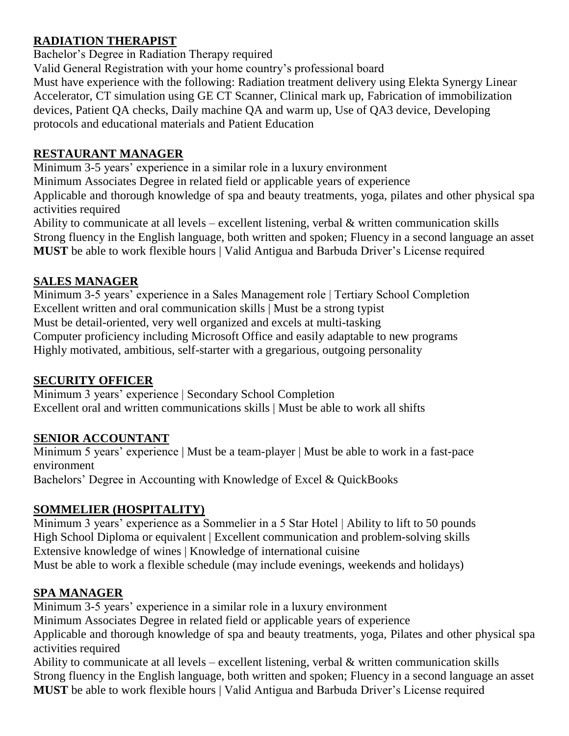## RADIATION THERAPIST

Bachelor's Degree in Radiation Therapy required
Valid General Registration with your home country's professional board
Must have experience with the following: Radiation treatment delivery using Elekta Synergy Linear Accelerator, CT simulation using GE CT Scanner, Clinical mark up, Fabrication of immobilization devices, Patient QA checks, Daily machine QA and warm up, Use of QA3 device, Developing protocols and educational materials and Patient Education

## RESTAURANT MANAGER

Minimum 3-5 years' experience in a similar role in a luxury environment
Minimum Associates Degree in related field or applicable years of experience
Applicable and thorough knowledge of spa and beauty treatments, yoga, pilates and other physical spa activities required
Ability to communicate at all levels – excellent listening, verbal & written communication skills
Strong fluency in the English language, both written and spoken; Fluency in a second language an asset
**MUST** be able to work flexible hours | Valid Antigua and Barbuda Driver's License required

## SALES MANAGER

Minimum 3-5 years' experience in a Sales Management role | Tertiary School Completion
Excellent written and oral communication skills | Must be a strong typist
Must be detail-oriented, very well organized and excels at multi-tasking
Computer proficiency including Microsoft Office and easily adaptable to new programs
Highly motivated, ambitious, self-starter with a gregarious, outgoing personality

## SECURITY OFFICER

Minimum 3 years' experience | Secondary School Completion
Excellent oral and written communications skills | Must be able to work all shifts

## SENIOR ACCOUNTANT

Minimum 5 years' experience | Must be a team-player | Must be able to work in a fast-pace environment
Bachelors' Degree in Accounting with Knowledge of Excel & QuickBooks

## SOMMELIER (HOSPITALITY)

Minimum 3 years' experience as a Sommelier in a 5 Star Hotel | Ability to lift to 50 pounds
High School Diploma or equivalent | Excellent communication and problem-solving skills
Extensive knowledge of wines | Knowledge of international cuisine
Must be able to work a flexible schedule (may include evenings, weekends and holidays)

## SPA MANAGER

Minimum 3-5 years' experience in a similar role in a luxury environment
Minimum Associates Degree in related field or applicable years of experience
Applicable and thorough knowledge of spa and beauty treatments, yoga, Pilates and other physical spa activities required
Ability to communicate at all levels – excellent listening, verbal & written communication skills
Strong fluency in the English language, both written and spoken; Fluency in a second language an asset
**MUST** be able to work flexible hours | Valid Antigua and Barbuda Driver's License required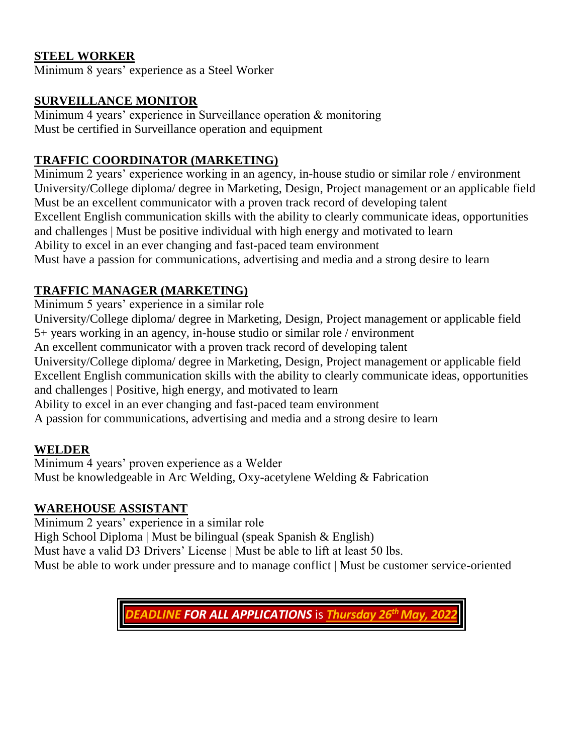**STEEL WORKER**

Minimum 8 years' experience as a Steel Worker

**SURVEILLANCE MONITOR**

Minimum 4 years' experience in Surveillance operation & monitoring
Must be certified in Surveillance operation and equipment

**TRAFFIC COORDINATOR (MARKETING)**

Minimum 2 years' experience working in an agency, in-house studio or similar role / environment
University/College diploma/ degree in Marketing, Design, Project management or an applicable field
Must be an excellent communicator with a proven track record of developing talent
Excellent English communication skills with the ability to clearly communicate ideas, opportunities and challenges | Must be positive individual with high energy and motivated to learn
Ability to excel in an ever changing and fast-paced team environment
Must have a passion for communications, advertising and media and a strong desire to learn

**TRAFFIC MANAGER (MARKETING)**

Minimum 5 years' experience in a similar role
University/College diploma/ degree in Marketing, Design, Project management or applicable field
5+ years working in an agency, in-house studio or similar role / environment
An excellent communicator with a proven track record of developing talent
University/College diploma/ degree in Marketing, Design, Project management or applicable field
Excellent English communication skills with the ability to clearly communicate ideas, opportunities and challenges | Positive, high energy, and motivated to learn
Ability to excel in an ever changing and fast-paced team environment
A passion for communications, advertising and media and a strong desire to learn

**WELDER**

Minimum 4 years' proven experience as a Welder
Must be knowledgeable in Arc Welding, Oxy-acetylene Welding & Fabrication

**WAREHOUSE ASSISTANT**

Minimum 2 years' experience in a similar role
High School Diploma | Must be bilingual (speak Spanish & English)
Must have a valid D3 Drivers' License | Must be able to lift at least 50 lbs.
Must be able to work under pressure and to manage conflict | Must be customer service-oriented

***DEADLINE FOR ALL APPLICATIONS* is *Thursday 26th May, 2022***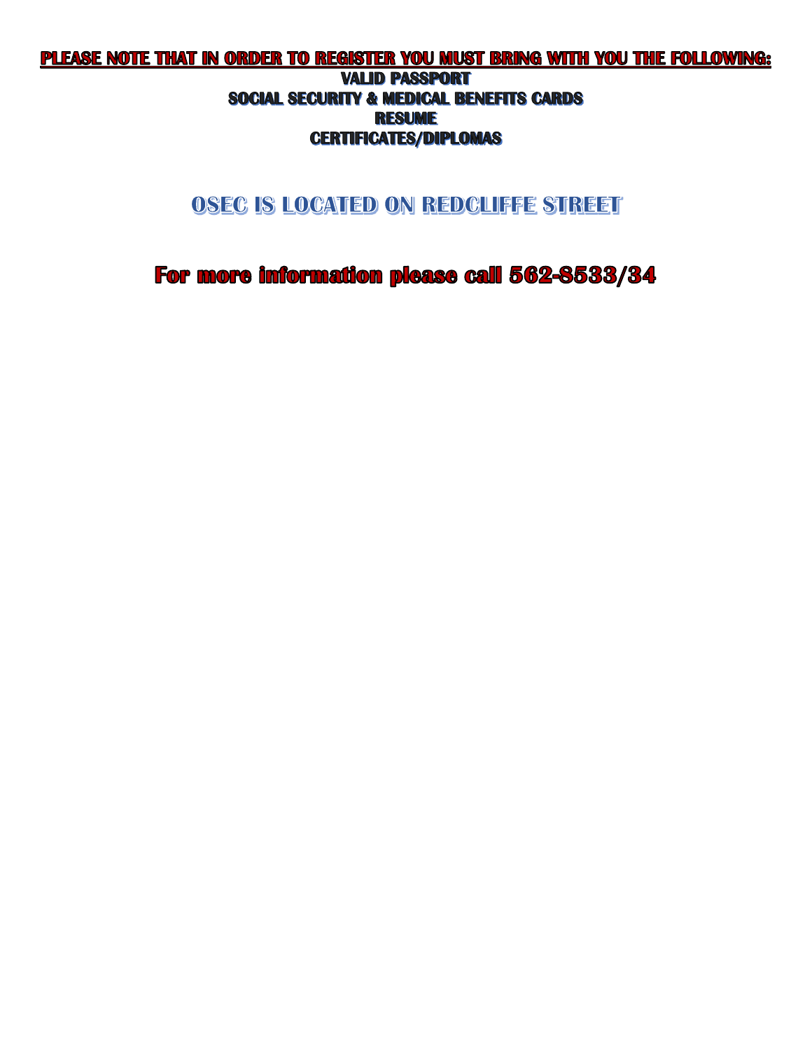**PLEASE NOTE THAT IN ORDER TO REGISTER YOU MUST BRING WITH YOU THE FOLLOWING:**

**VALID PASSPORT**

**SOCIAL SECURITY & MEDICAL BENEFITS CARDS**

**RESUME**

**CERTIFICATES/DIPLOMAS**

## OSEC IS LOCATED ON REDCLIFFE STREET

## For more information please call 562-8533/34